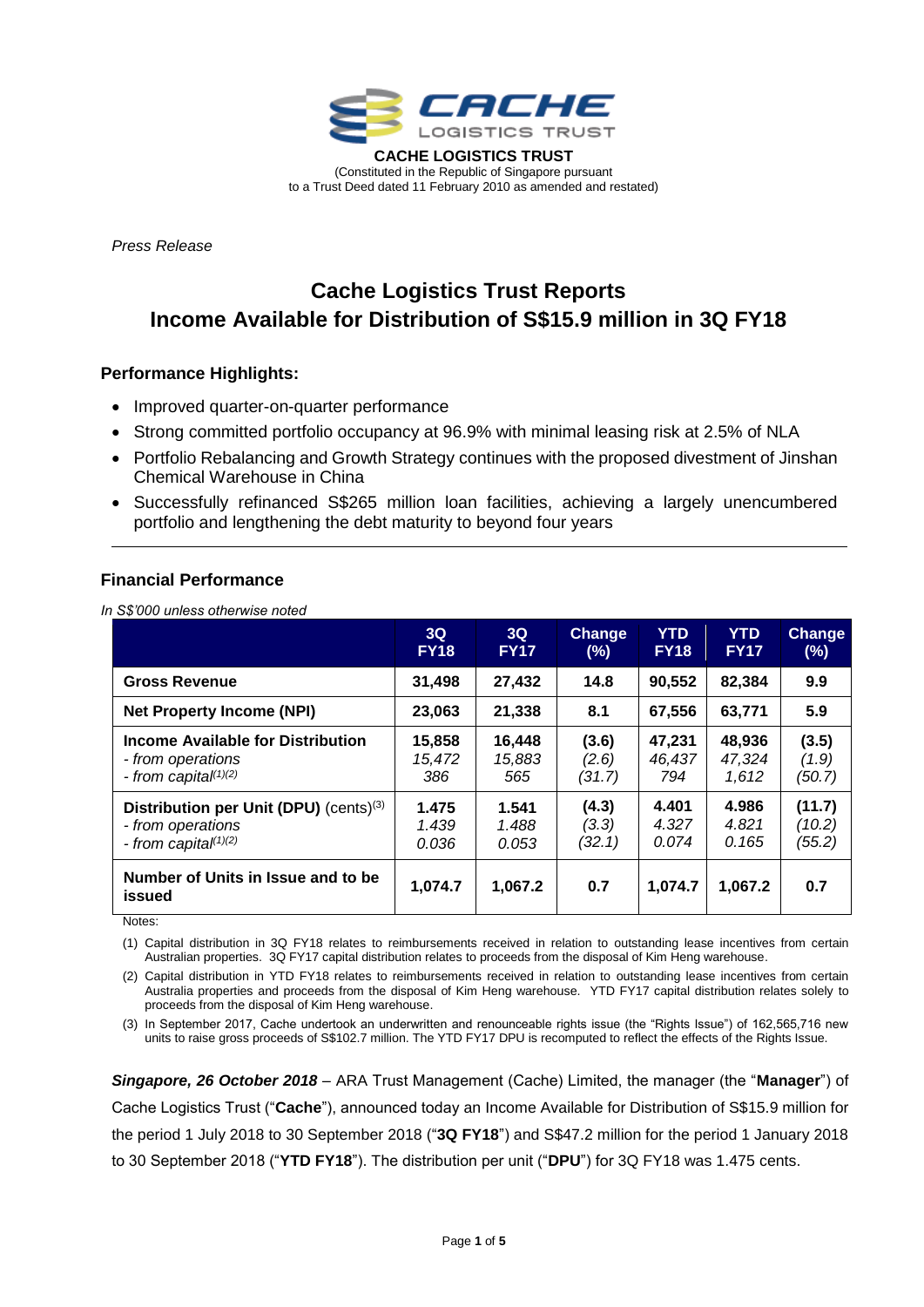**CACHE LOGISTICS TRUST**

(Constituted in the Republic of Singapore pursuant to a Trust Deed dated 11 February 2010 as amended and restated)

*Press Release*

# Cache Logistics Trust Reports Income Available for Distribution of S$15.9 million in 3Q FY18

### Performance Highlights:

- Improved quarter-on-quarter performance
- Strong committed portfolio occupancy at 96.9% with minimal leasing risk at 2.5% of NLA
- Portfolio Rebalancing and Growth Strategy continues with the proposed divestment of Jinshan Chemical Warehouse in China
- Successfully refinanced S$265 million loan facilities, achieving a largely unencumbered portfolio and lengthening the debt maturity to beyond four years

---

### Financial Performance

*In S$'000 unless otherwise noted*

| | 3Q FY18 | 3Q FY17 | Change (%) | YTD FY18 | YTD FY17 | Change (%) |
|---|---|---|---|---|---|---|
| **Gross Revenue** | **31,498** | **27,432** | **14.8** | **90,552** | **82,384** | **9.9** |
| **Net Property Income (NPI)** | **23,063** | **21,338** | **8.1** | **67,556** | **63,771** | **5.9** |
| **Income Available for Distribution** | **15,858** | **16,448** | **(3.6)** | **47,231** | **48,936** | **(3.5)** |
| *- from operations* | *15,472* | *15,883* | *(2.6)* | *46,437* | *47,324* | *(1.9)* |
| *- from capital*[(1)(2)] | *386* | *565* | *(31.7)* | *794* | *1,612* | *(50.7)* |
| **Distribution per Unit (DPU)** (cents)[(3)] | **1.475** | **1.541** | **(4.3)** | **4.401** | **4.986** | **(11.7)** |
| *- from operations* | *1.439* | *1.488* | *(3.3)* | *4.327* | *4.821* | *(10.2)* |
| *- from capital*[(1)(2)] | *0.036* | *0.053* | *(32.1)* | *0.074* | *0.165* | *(55.2)* |
| **Number of Units in Issue and to be issued** | **1,074.7** | **1,067.2** | **0.7** | **1,074.7** | **1,067.2** | **0.7** |

Notes:

(1) Capital distribution in 3Q FY18 relates to reimbursements received in relation to outstanding lease incentives from certain Australian properties. 3Q FY17 capital distribution relates to proceeds from the disposal of Kim Heng warehouse.

(2) Capital distribution in YTD FY18 relates to reimbursements received in relation to outstanding lease incentives from certain Australia properties and proceeds from the disposal of Kim Heng warehouse. YTD FY17 capital distribution relates solely to proceeds from the disposal of Kim Heng warehouse.

(3) In September 2017, Cache undertook an underwritten and renounceable rights issue (the "Rights Issue") of 162,565,716 new units to raise gross proceeds of S$102.7 million. The YTD FY17 DPU is recomputed to reflect the effects of the Rights Issue.

***Singapore, 26 October 2018*** – ARA Trust Management (Cache) Limited, the manager (the "**Manager**") of Cache Logistics Trust ("**Cache**"), announced today an Income Available for Distribution of S$15.9 million for the period 1 July 2018 to 30 September 2018 ("**3Q FY18**") and S$47.2 million for the period 1 January 2018 to 30 September 2018 ("**YTD FY18**"). The distribution per unit ("**DPU**") for 3Q FY18 was 1.475 cents.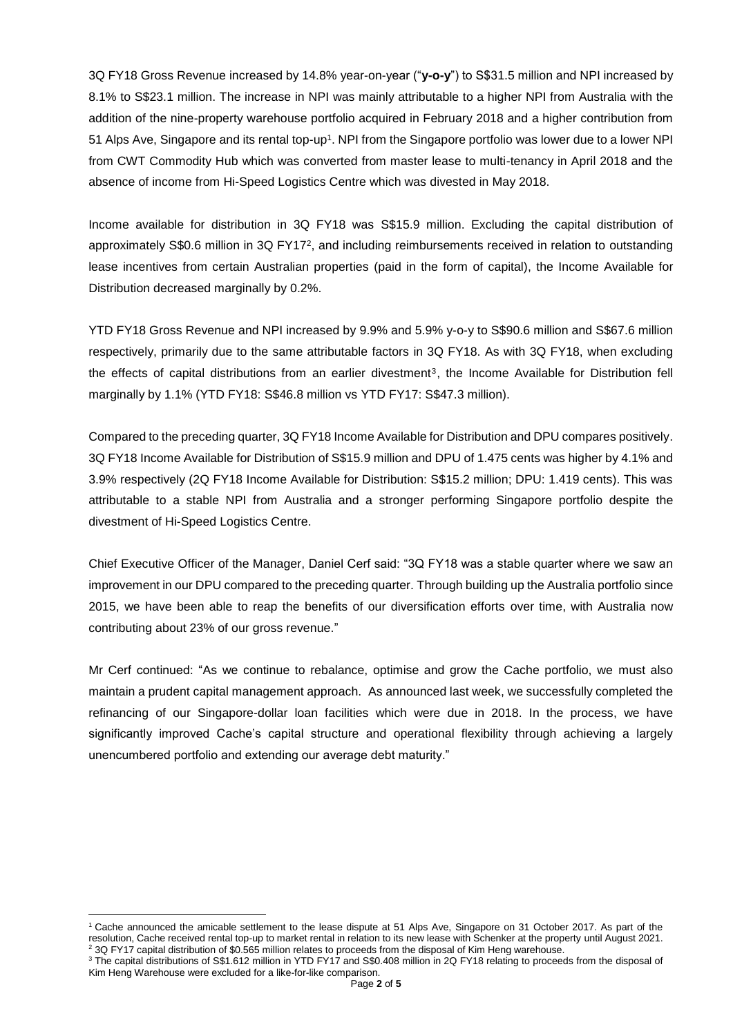3Q FY18 Gross Revenue increased by 14.8% year-on-year ("**y-o-y**") to S$31.5 million and NPI increased by 8.1% to S$23.1 million. The increase in NPI was mainly attributable to a higher NPI from Australia with the addition of the nine-property warehouse portfolio acquired in February 2018 and a higher contribution from 51 Alps Ave, Singapore and its rental top-up[1]. NPI from the Singapore portfolio was lower due to a lower NPI from CWT Commodity Hub which was converted from master lease to multi-tenancy in April 2018 and the absence of income from Hi-Speed Logistics Centre which was divested in May 2018.

Income available for distribution in 3Q FY18 was S$15.9 million. Excluding the capital distribution of approximately S$0.6 million in 3Q FY17[2], and including reimbursements received in relation to outstanding lease incentives from certain Australian properties (paid in the form of capital), the Income Available for Distribution decreased marginally by 0.2%.

YTD FY18 Gross Revenue and NPI increased by 9.9% and 5.9% y-o-y to S$90.6 million and S$67.6 million respectively, primarily due to the same attributable factors in 3Q FY18. As with 3Q FY18, when excluding the effects of capital distributions from an earlier divestment[3], the Income Available for Distribution fell marginally by 1.1% (YTD FY18: S$46.8 million vs YTD FY17: S$47.3 million).

Compared to the preceding quarter, 3Q FY18 Income Available for Distribution and DPU compares positively. 3Q FY18 Income Available for Distribution of S$15.9 million and DPU of 1.475 cents was higher by 4.1% and 3.9% respectively (2Q FY18 Income Available for Distribution: S$15.2 million; DPU: 1.419 cents). This was attributable to a stable NPI from Australia and a stronger performing Singapore portfolio despite the divestment of Hi-Speed Logistics Centre.

Chief Executive Officer of the Manager, Daniel Cerf said: "3Q FY18 was a stable quarter where we saw an improvement in our DPU compared to the preceding quarter. Through building up the Australia portfolio since 2015, we have been able to reap the benefits of our diversification efforts over time, with Australia now contributing about 23% of our gross revenue."

Mr Cerf continued: "As we continue to rebalance, optimise and grow the Cache portfolio, we must also maintain a prudent capital management approach. As announced last week, we successfully completed the refinancing of our Singapore-dollar loan facilities which were due in 2018. In the process, we have significantly improved Cache's capital structure and operational flexibility through achieving a largely unencumbered portfolio and extending our average debt maturity."

---

[1] Cache announced the amicable settlement to the lease dispute at 51 Alps Ave, Singapore on 31 October 2017. As part of the resolution, Cache received rental top-up to market rental in relation to its new lease with Schenker at the property until August 2021.

[2] 3Q FY17 capital distribution of $0.565 million relates to proceeds from the disposal of Kim Heng warehouse.

[3] The capital distributions of S$1.612 million in YTD FY17 and S$0.408 million in 2Q FY18 relating to proceeds from the disposal of Kim Heng Warehouse were excluded for a like-for-like comparison.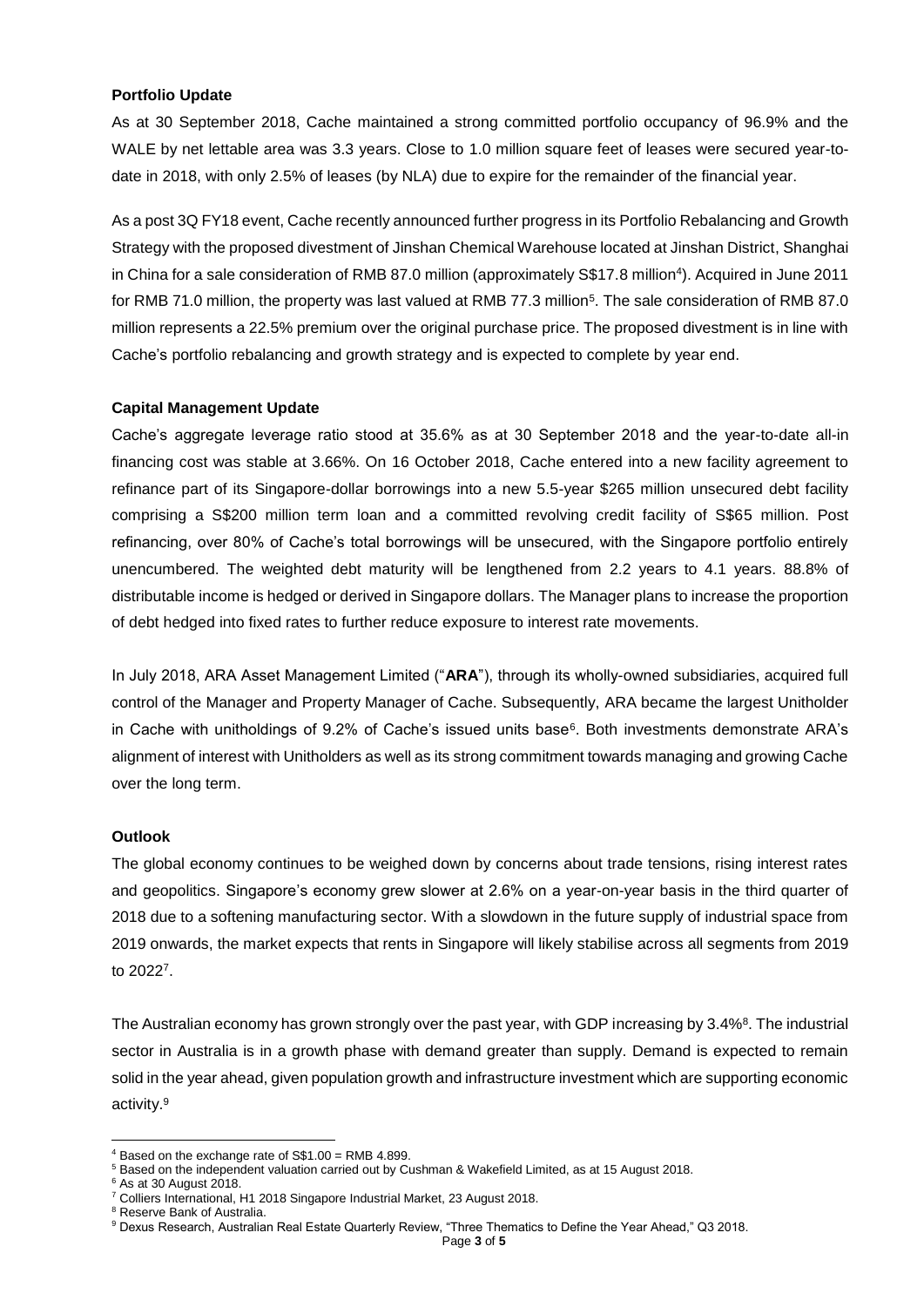**Portfolio Update**

As at 30 September 2018, Cache maintained a strong committed portfolio occupancy of 96.9% and the WALE by net lettable area was 3.3 years. Close to 1.0 million square feet of leases were secured year-to-date in 2018, with only 2.5% of leases (by NLA) due to expire for the remainder of the financial year.

As a post 3Q FY18 event, Cache recently announced further progress in its Portfolio Rebalancing and Growth Strategy with the proposed divestment of Jinshan Chemical Warehouse located at Jinshan District, Shanghai in China for a sale consideration of RMB 87.0 million (approximately S$17.8 million[4]). Acquired in June 2011 for RMB 71.0 million, the property was last valued at RMB 77.3 million[5]. The sale consideration of RMB 87.0 million represents a 22.5% premium over the original purchase price. The proposed divestment is in line with Cache's portfolio rebalancing and growth strategy and is expected to complete by year end.

**Capital Management Update**

Cache's aggregate leverage ratio stood at 35.6% as at 30 September 2018 and the year-to-date all-in financing cost was stable at 3.66%. On 16 October 2018, Cache entered into a new facility agreement to refinance part of its Singapore-dollar borrowings into a new 5.5-year $265 million unsecured debt facility comprising a S$200 million term loan and a committed revolving credit facility of S$65 million. Post refinancing, over 80% of Cache's total borrowings will be unsecured, with the Singapore portfolio entirely unencumbered. The weighted debt maturity will be lengthened from 2.2 years to 4.1 years. 88.8% of distributable income is hedged or derived in Singapore dollars. The Manager plans to increase the proportion of debt hedged into fixed rates to further reduce exposure to interest rate movements.

In July 2018, ARA Asset Management Limited ("**ARA**"), through its wholly-owned subsidiaries, acquired full control of the Manager and Property Manager of Cache. Subsequently, ARA became the largest Unitholder in Cache with unitholdings of 9.2% of Cache's issued units base[6]. Both investments demonstrate ARA's alignment of interest with Unitholders as well as its strong commitment towards managing and growing Cache over the long term.

**Outlook**

The global economy continues to be weighed down by concerns about trade tensions, rising interest rates and geopolitics. Singapore's economy grew slower at 2.6% on a year-on-year basis in the third quarter of 2018 due to a softening manufacturing sector. With a slowdown in the future supply of industrial space from 2019 onwards, the market expects that rents in Singapore will likely stabilise across all segments from 2019 to 2022[7].

The Australian economy has grown strongly over the past year, with GDP increasing by 3.4%[8]. The industrial sector in Australia is in a growth phase with demand greater than supply. Demand is expected to remain solid in the year ahead, given population growth and infrastructure investment which are supporting economic activity.[9]

---

[4] Based on the exchange rate of S$1.00 = RMB 4.899.
[5] Based on the independent valuation carried out by Cushman & Wakefield Limited, as at 15 August 2018.
[6] As at 30 August 2018.
[7] Colliers International, H1 2018 Singapore Industrial Market, 23 August 2018.
[8] Reserve Bank of Australia.
[9] Dexus Research, Australian Real Estate Quarterly Review, "Three Thematics to Define the Year Ahead," Q3 2018.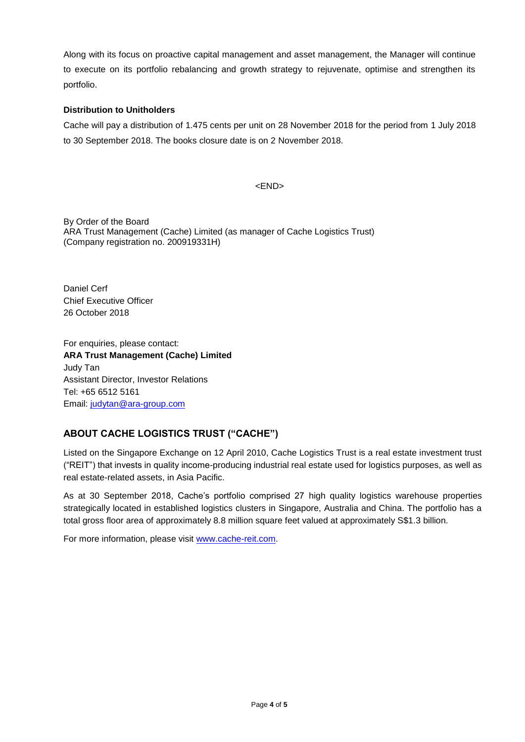Along with its focus on proactive capital management and asset management, the Manager will continue to execute on its portfolio rebalancing and growth strategy to rejuvenate, optimise and strengthen its portfolio.

**Distribution to Unitholders**

Cache will pay a distribution of 1.475 cents per unit on 28 November 2018 for the period from 1 July 2018 to 30 September 2018. The books closure date is on 2 November 2018.

<END>

By Order of the Board
ARA Trust Management (Cache) Limited (as manager of Cache Logistics Trust)
(Company registration no. 200919331H)

Daniel Cerf
Chief Executive Officer
26 October 2018

For enquiries, please contact:
**ARA Trust Management (Cache) Limited**
Judy Tan
Assistant Director, Investor Relations
Tel: +65 6512 5161
Email: [judytan@ara-group.com](mailto:judytan@ara-group.com)

## ABOUT CACHE LOGISTICS TRUST ("CACHE")

Listed on the Singapore Exchange on 12 April 2010, Cache Logistics Trust is a real estate investment trust ("REIT") that invests in quality income-producing industrial real estate used for logistics purposes, as well as real estate-related assets, in Asia Pacific.

As at 30 September 2018, Cache's portfolio comprised 27 high quality logistics warehouse properties strategically located in established logistics clusters in Singapore, Australia and China. The portfolio has a total gross floor area of approximately 8.8 million square feet valued at approximately S$1.3 billion.

For more information, please visit [www.cache-reit.com](http://www.cache-reit.com).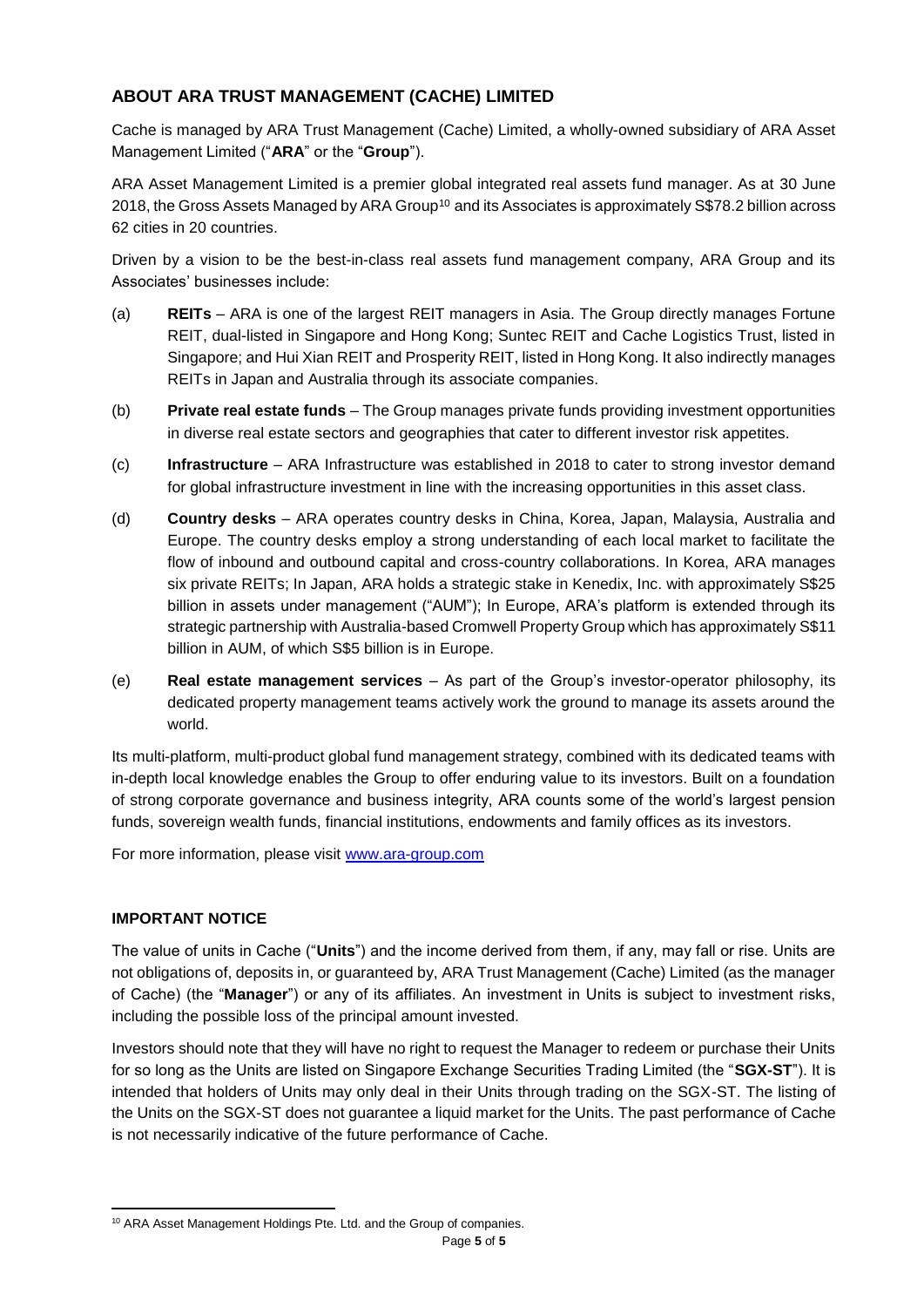## ABOUT ARA TRUST MANAGEMENT (CACHE) LIMITED

Cache is managed by ARA Trust Management (Cache) Limited, a wholly-owned subsidiary of ARA Asset Management Limited ("**ARA**" or the "**Group**").

ARA Asset Management Limited is a premier global integrated real assets fund manager. As at 30 June 2018, the Gross Assets Managed by ARA Group[10] and its Associates is approximately S$78.2 billion across 62 cities in 20 countries.

Driven by a vision to be the best-in-class real assets fund management company, ARA Group and its Associates' businesses include:

(a) **REITs** – ARA is one of the largest REIT managers in Asia. The Group directly manages Fortune REIT, dual-listed in Singapore and Hong Kong; Suntec REIT and Cache Logistics Trust, listed in Singapore; and Hui Xian REIT and Prosperity REIT, listed in Hong Kong. It also indirectly manages REITs in Japan and Australia through its associate companies.

(b) **Private real estate funds** – The Group manages private funds providing investment opportunities in diverse real estate sectors and geographies that cater to different investor risk appetites.

(c) **Infrastructure** – ARA Infrastructure was established in 2018 to cater to strong investor demand for global infrastructure investment in line with the increasing opportunities in this asset class.

(d) **Country desks** – ARA operates country desks in China, Korea, Japan, Malaysia, Australia and Europe. The country desks employ a strong understanding of each local market to facilitate the flow of inbound and outbound capital and cross-country collaborations. In Korea, ARA manages six private REITs; In Japan, ARA holds a strategic stake in Kenedix, Inc. with approximately S$25 billion in assets under management ("AUM"); In Europe, ARA's platform is extended through its strategic partnership with Australia-based Cromwell Property Group which has approximately S$11 billion in AUM, of which S$5 billion is in Europe.

(e) **Real estate management services** – As part of the Group's investor-operator philosophy, its dedicated property management teams actively work the ground to manage its assets around the world.

Its multi-platform, multi-product global fund management strategy, combined with its dedicated teams with in-depth local knowledge enables the Group to offer enduring value to its investors. Built on a foundation of strong corporate governance and business integrity, ARA counts some of the world's largest pension funds, sovereign wealth funds, financial institutions, endowments and family offices as its investors.

For more information, please visit www.ara-group.com

### IMPORTANT NOTICE

The value of units in Cache ("**Units**") and the income derived from them, if any, may fall or rise. Units are not obligations of, deposits in, or guaranteed by, ARA Trust Management (Cache) Limited (as the manager of Cache) (the "**Manager**") or any of its affiliates. An investment in Units is subject to investment risks, including the possible loss of the principal amount invested.

Investors should note that they will have no right to request the Manager to redeem or purchase their Units for so long as the Units are listed on Singapore Exchange Securities Trading Limited (the "**SGX-ST**"). It is intended that holders of Units may only deal in their Units through trading on the SGX-ST. The listing of the Units on the SGX-ST does not guarantee a liquid market for the Units. The past performance of Cache is not necessarily indicative of the future performance of Cache.

[10] ARA Asset Management Holdings Pte. Ltd. and the Group of companies.